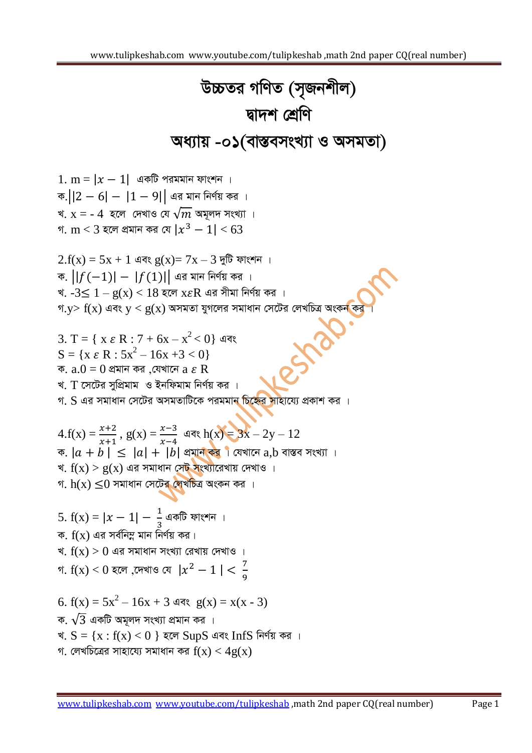# উচ্চতর গণিত (সৃজনশীল)

## দ্বাদশ শ্রেণি

## অধ্যায় -০১(বাস্তবসংখ্যা ও অসমতা)

1. m = $|x - 1|$ একটি পরমমান ফাংশন ।

ক. $||2 - 6| - |1 - 9||$ এর মান নির্ণয় কর ।

খ. x = - 4 হলে দেখাও যে $\sqrt{m}$ অমূলদ সংখ্যা ।

গ. m < 3 হলে প্রমান কর যে $|x^3 - 1| < 63$

2. f(x) = 5x + 1 এবং g(x)= 7x – 3 দুটি ফাংশন ।

ক. $||f(-1)| - |f(1)||$ এর মান নির্ণয় কর ।

খ. $-3 \leq 1 - g(x) < 18$ হলে $x \varepsilon R$ এর সীমা নির্ণয় কর ।

গ. y> f(x) এবং y < g(x) অসমতা যুগলের সমাধান সেটের লেখচিত্র অংকন কর ।

3. T = { $x \,\varepsilon\, R : 7 + 6x - x^2 < 0$ } এবং

S = { $x \,\varepsilon\, R : 5x^2 - 16x + 3 < 0$ }

ক. a.0 = 0 প্রমান কর ,যেখানে $a \,\varepsilon\, R$

খ. T সেটের সুপ্রিমাম ও ইনফিমাম নির্ণয় কর ।

গ. S এর সমাধান সেটের অসমতাটিকে পরমমান চিহ্নের সাহায্যে প্রকাশ কর ।

4. f(x) = $\frac{x+2}{x+1}$ , g(x) = $\frac{x-3}{x-4}$ এবং h(x) = 3x – 2y – 12

ক. $|a + b| \leq |a| + |b|$ প্রমান কর । যেখানে a,b বাস্তব সংখ্যা ।

খ. f(x) > g(x) এর সমাধান সেট সংখ্যারেখায় দেখাও ।

গ. h(x) $\leq 0$ সমাধান সেটের লেখচিত্র অংকন কর ।

5. f(x) = $|x - 1| - \frac{1}{3}$ একটি ফাংশন ।

ক. f(x) এর সর্বনিম্ন মান নির্ণয় কর।

খ. f(x) > 0 এর সমাধান সংখ্যা রেখায় দেখাও ।

গ. f(x) < 0 হলে ,দেখাও যে $|x^2 - 1| < \frac{7}{9}$

6. f(x) = $5x^2 - 16x + 3$ এবং g(x) = x(x - 3)

ক. $\sqrt{3}$ একটি অমূলদ সংখ্যা প্রমান কর ।

খ. S = {x : f(x) < 0 } হলে SupS এবং InfS নির্ণয় কর ।

গ. লেখচিত্রের সাহায্যে সমাধান কর f(x) < 4g(x)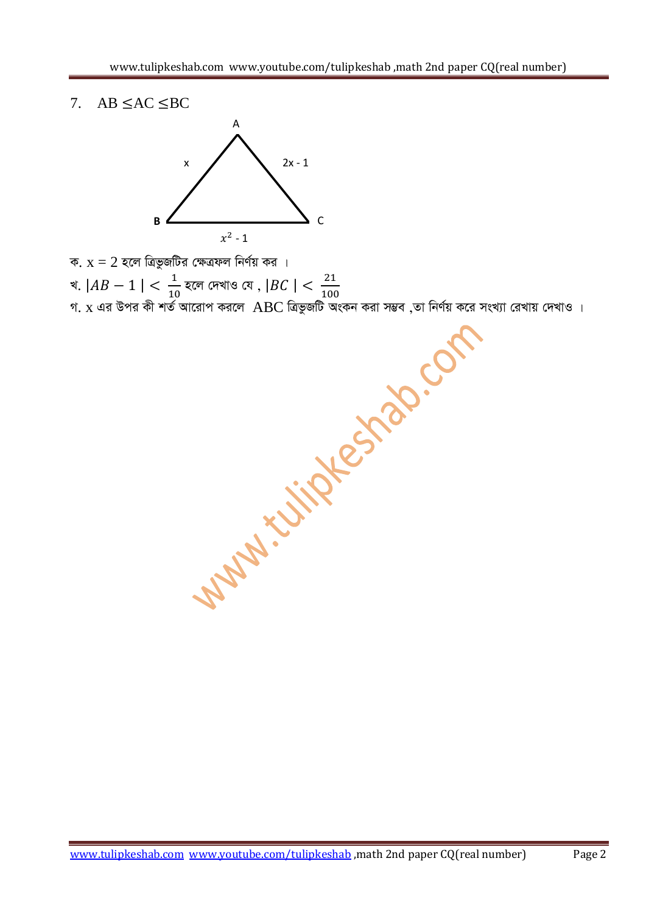7. $AB \leq AC \leq BC$

A

x

2x - 1

B

C

$x^2$ - 1

ক. $x = 2$ হলে ত্রিভুজটির ক্ষেত্রফল নির্ণয় কর ।

খ. $|AB - 1| < \frac{1}{10}$ হলে দেখাও যে , $|BC| < \frac{21}{100}$

গ. x এর উপর কী শর্ত আরোপ করলে ABC ত্রিভুজটি অংকন করা সম্ভব ,তা নির্ণয় করে সংখ্যা রেখায় দেখাও ।